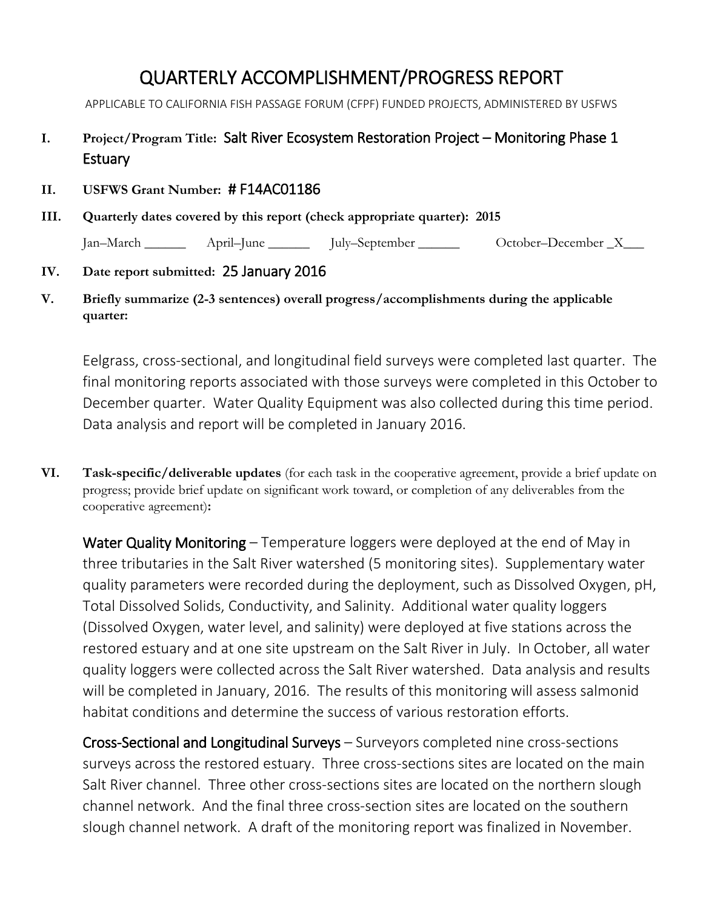# QUARTERLY ACCOMPLISHMENT/PROGRESS REPORT

APPLICABLE TO CALIFORNIA FISH PASSAGE FORUM (CFPF) FUNDED PROJECTS, ADMINISTERED BY USFWS

**I. Project/Program Title:** Salt River Ecosystem Restoration Project – Monitoring Phase 1 Estuary

**II. USFWS Grant Number:** # F14AC01186

**III. Quarterly dates covered by this report (check appropriate quarter): 2015**

Jan–March ______ April–June ______ July–September ______ October–December _X___

**IV. Date report submitted:** 25 January 2016

**V. Briefly summarize (2-3 sentences) overall progress/accomplishments during the applicable quarter:**

Eelgrass, cross-sectional, and longitudinal field surveys were completed last quarter. The final monitoring reports associated with those surveys were completed in this October to December quarter. Water Quality Equipment was also collected during this time period. Data analysis and report will be completed in January 2016.

**VI. Task-specific/deliverable updates** (for each task in the cooperative agreement, provide a brief update on progress; provide brief update on significant work toward, or completion of any deliverables from the cooperative agreement)**:**

Water Quality Monitoring – Temperature loggers were deployed at the end of May in three tributaries in the Salt River watershed (5 monitoring sites). Supplementary water quality parameters were recorded during the deployment, such as Dissolved Oxygen, pH, Total Dissolved Solids, Conductivity, and Salinity. Additional water quality loggers (Dissolved Oxygen, water level, and salinity) were deployed at five stations across the restored estuary and at one site upstream on the Salt River in July. In October, all water quality loggers were collected across the Salt River watershed. Data analysis and results will be completed in January, 2016. The results of this monitoring will assess salmonid habitat conditions and determine the success of various restoration efforts.

Cross-Sectional and Longitudinal Surveys – Surveyors completed nine cross-sections surveys across the restored estuary. Three cross-sections sites are located on the main Salt River channel. Three other cross-sections sites are located on the northern slough channel network. And the final three cross-section sites are located on the southern slough channel network. A draft of the monitoring report was finalized in November.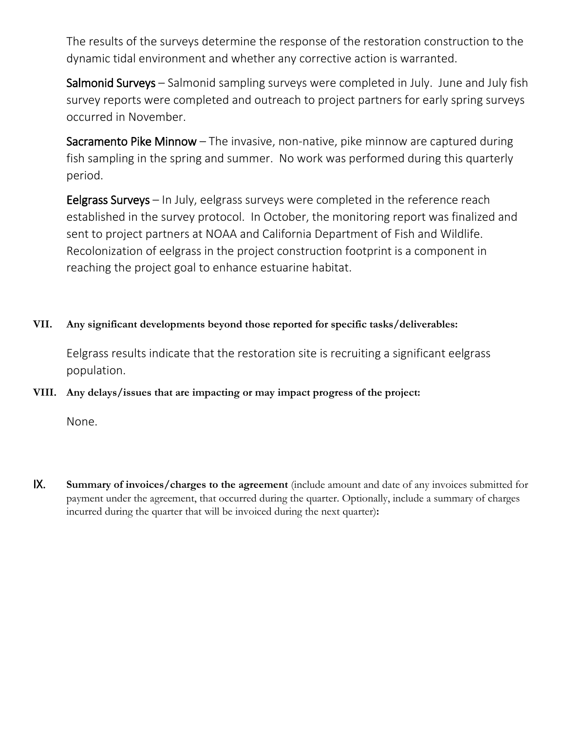The results of the surveys determine the response of the restoration construction to the dynamic tidal environment and whether any corrective action is warranted.

**Salmonid Surveys** – Salmonid sampling surveys were completed in July. June and July fish survey reports were completed and outreach to project partners for early spring surveys occurred in November.

**Sacramento Pike Minnow** – The invasive, non-native, pike minnow are captured during fish sampling in the spring and summer. No work was performed during this quarterly period.

**Eelgrass Surveys** – In July, eelgrass surveys were completed in the reference reach established in the survey protocol. In October, the monitoring report was finalized and sent to project partners at NOAA and California Department of Fish and Wildlife. Recolonization of eelgrass in the project construction footprint is a component in reaching the project goal to enhance estuarine habitat.

**VII. Any significant developments beyond those reported for specific tasks/deliverables:**

Eelgrass results indicate that the restoration site is recruiting a significant eelgrass population.

**VIII. Any delays/issues that are impacting or may impact progress of the project:**

None.

**IX. Summary of invoices/charges to the agreement** (include amount and date of any invoices submitted for payment under the agreement, that occurred during the quarter. Optionally, include a summary of charges incurred during the quarter that will be invoiced during the next quarter)**:**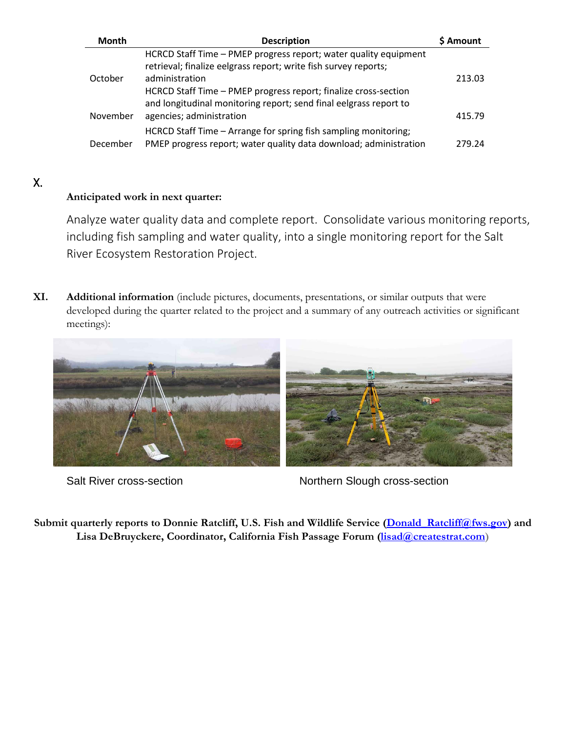| Month | Description | $ Amount |
| --- | --- | --- |
| October | HCRCD Staff Time – PMEP progress report; water quality equipment retrieval; finalize eelgrass report; write fish survey reports; administration | 213.03 |
| November | HCRCD Staff Time – PMEP progress report; finalize cross-section and longitudinal monitoring report; send final eelgrass report to agencies; administration | 415.79 |
| December | HCRCD Staff Time – Arrange for spring fish sampling monitoring; PMEP progress report; water quality data download; administration | 279.24 |

X. **Anticipated work in next quarter:**

Analyze water quality data and complete report. Consolidate various monitoring reports, including fish sampling and water quality, into a single monitoring report for the Salt River Ecosystem Restoration Project.

XI. **Additional information** (include pictures, documents, presentations, or similar outputs that were developed during the quarter related to the project and a summary of any outreach activities or significant meetings):

Salt River cross-section

Northern Slough cross-section

**Submit quarterly reports to Donnie Ratcliff, U.S. Fish and Wildlife Service (Donald_Ratcliff@fws.gov) and Lisa DeBruyckere, Coordinator, California Fish Passage Forum (lisad@createstrat.com)**